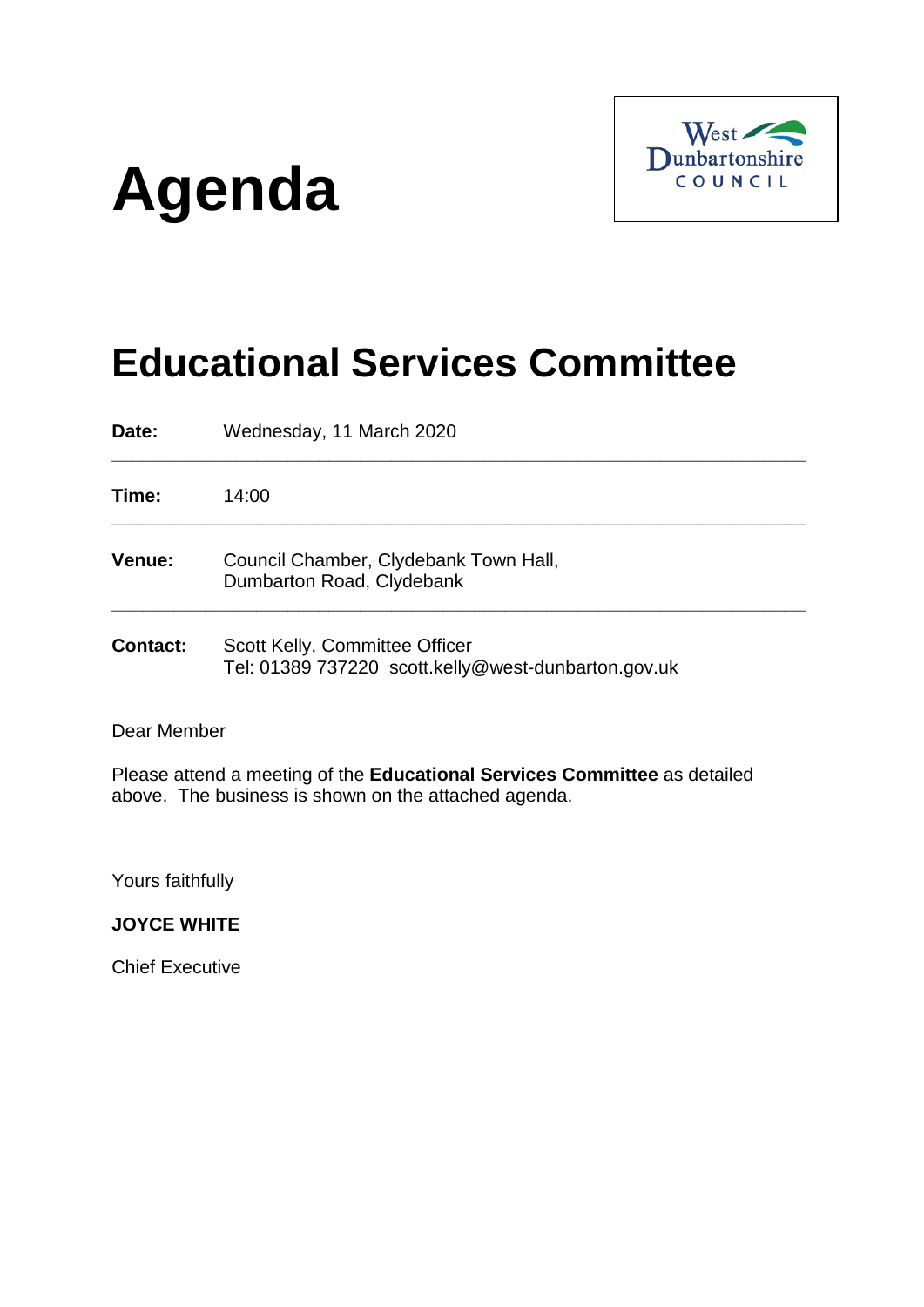# Agenda

West Dunbartonshire COUNCIL

## Educational Services Committee

| | |
|---|---|
| **Date:** | Wednesday, 11 March 2020 |
| **Time:** | 14:00 |
| **Venue:** | Council Chamber, Clydebank Town Hall, Dumbarton Road, Clydebank |
| **Contact:** | Scott Kelly, Committee Officer<br>Tel: 01389 737220 scott.kelly@west-dunbarton.gov.uk |

Dear Member

Please attend a meeting of the **Educational Services Committee** as detailed above. The business is shown on the attached agenda.

Yours faithfully

**JOYCE WHITE**

Chief Executive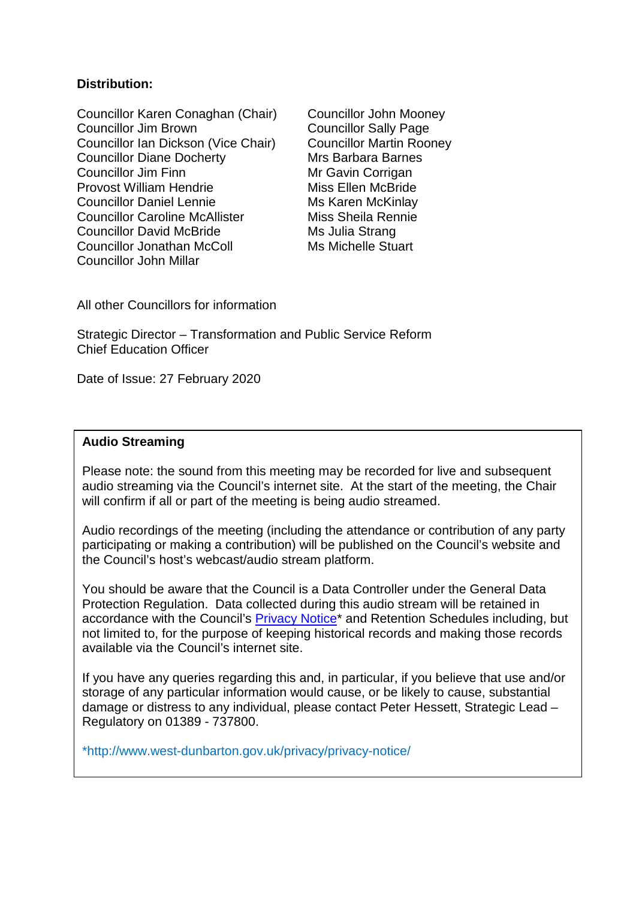**Distribution:**

Councillor Karen Conaghan (Chair)
Councillor Jim Brown
Councillor Ian Dickson (Vice Chair)
Councillor Diane Docherty
Councillor Jim Finn
Provost William Hendrie
Councillor Daniel Lennie
Councillor Caroline McAllister
Councillor David McBride
Councillor Jonathan McColl
Councillor John Millar
Councillor John Mooney
Councillor Sally Page
Councillor Martin Rooney
Mrs Barbara Barnes
Mr Gavin Corrigan
Miss Ellen McBride
Ms Karen McKinlay
Miss Sheila Rennie
Ms Julia Strang
Ms Michelle Stuart

All other Councillors for information

Strategic Director – Transformation and Public Service Reform
Chief Education Officer

Date of Issue: 27 February 2020

**Audio Streaming**

Please note: the sound from this meeting may be recorded for live and subsequent audio streaming via the Council's internet site. At the start of the meeting, the Chair will confirm if all or part of the meeting is being audio streamed.

Audio recordings of the meeting (including the attendance or contribution of any party participating or making a contribution) will be published on the Council's website and the Council's host's webcast/audio stream platform.

You should be aware that the Council is a Data Controller under the General Data Protection Regulation. Data collected during this audio stream will be retained in accordance with the Council's Privacy Notice* and Retention Schedules including, but not limited to, for the purpose of keeping historical records and making those records available via the Council's internet site.

If you have any queries regarding this and, in particular, if you believe that use and/or storage of any particular information would cause, or be likely to cause, substantial damage or distress to any individual, please contact Peter Hessett, Strategic Lead – Regulatory on 01389 - 737800.

*http://www.west-dunbarton.gov.uk/privacy/privacy-notice/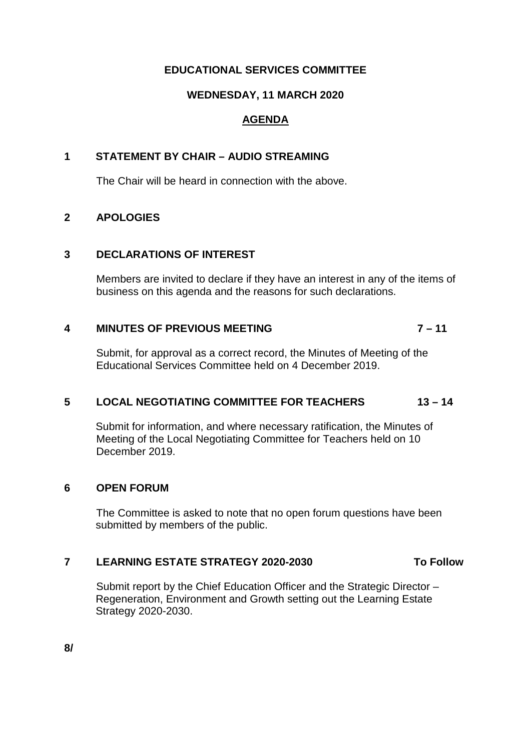**EDUCATIONAL SERVICES COMMITTEE**

**WEDNESDAY, 11 MARCH 2020**

**AGENDA**

**1 STATEMENT BY CHAIR – AUDIO STREAMING**

The Chair will be heard in connection with the above.

**2 APOLOGIES**

**3 DECLARATIONS OF INTEREST**

Members are invited to declare if they have an interest in any of the items of business on this agenda and the reasons for such declarations.

**4 MINUTES OF PREVIOUS MEETING 7 – 11**

Submit, for approval as a correct record, the Minutes of Meeting of the Educational Services Committee held on 4 December 2019.

**5 LOCAL NEGOTIATING COMMITTEE FOR TEACHERS 13 – 14**

Submit for information, and where necessary ratification, the Minutes of Meeting of the Local Negotiating Committee for Teachers held on 10 December 2019.

**6 OPEN FORUM**

The Committee is asked to note that no open forum questions have been submitted by members of the public.

**7 LEARNING ESTATE STRATEGY 2020-2030 To Follow**

Submit report by the Chief Education Officer and the Strategic Director – Regeneration, Environment and Growth setting out the Learning Estate Strategy 2020-2030.

**8/**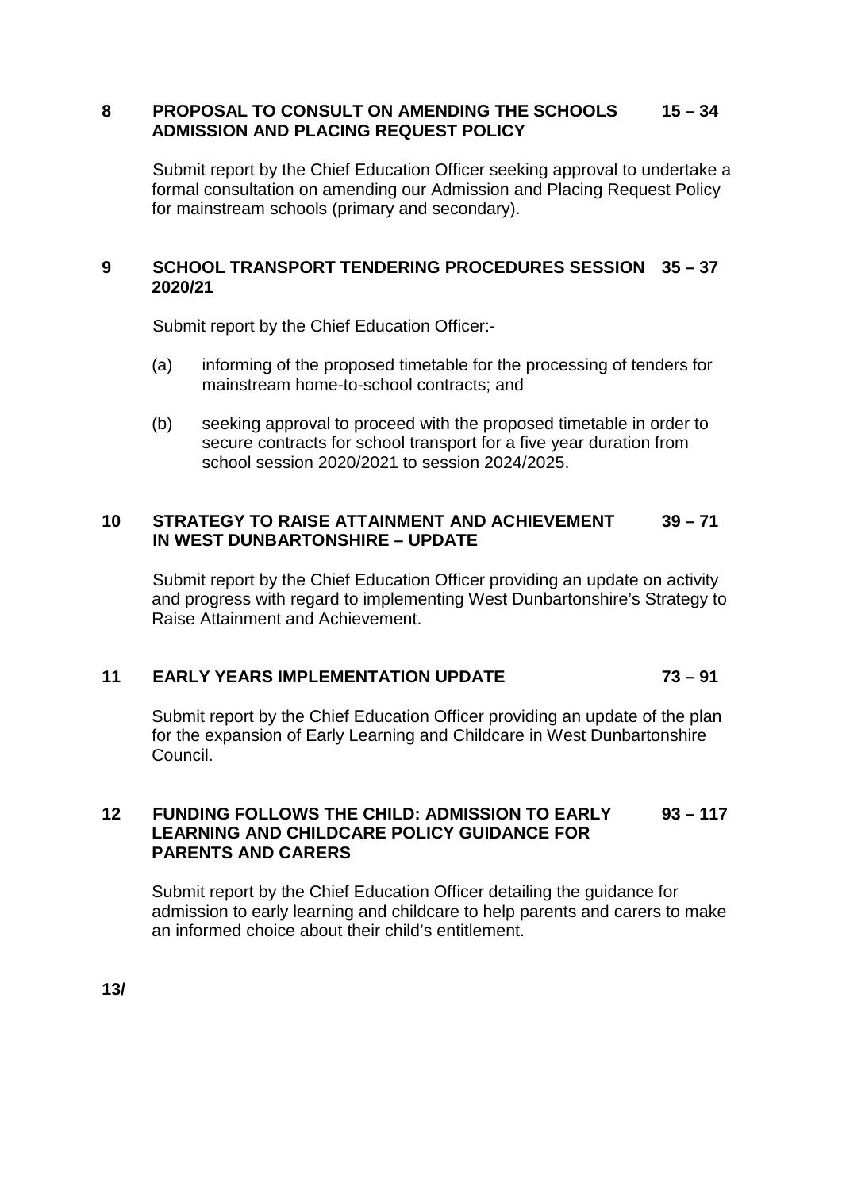**8 PROPOSAL TO CONSULT ON AMENDING THE SCHOOLS ADMISSION AND PLACING REQUEST POLICY** **15 – 34**

Submit report by the Chief Education Officer seeking approval to undertake a formal consultation on amending our Admission and Placing Request Policy for mainstream schools (primary and secondary).

**9 SCHOOL TRANSPORT TENDERING PROCEDURES SESSION 2020/21** **35 – 37**

Submit report by the Chief Education Officer:-

(a) informing of the proposed timetable for the processing of tenders for mainstream home-to-school contracts; and

(b) seeking approval to proceed with the proposed timetable in order to secure contracts for school transport for a five year duration from school session 2020/2021 to session 2024/2025.

**10 STRATEGY TO RAISE ATTAINMENT AND ACHIEVEMENT IN WEST DUNBARTONSHIRE – UPDATE** **39 – 71**

Submit report by the Chief Education Officer providing an update on activity and progress with regard to implementing West Dunbartonshire's Strategy to Raise Attainment and Achievement.

**11 EARLY YEARS IMPLEMENTATION UPDATE** **73 – 91**

Submit report by the Chief Education Officer providing an update of the plan for the expansion of Early Learning and Childcare in West Dunbartonshire Council.

**12 FUNDING FOLLOWS THE CHILD: ADMISSION TO EARLY LEARNING AND CHILDCARE POLICY GUIDANCE FOR PARENTS AND CARERS** **93 – 117**

Submit report by the Chief Education Officer detailing the guidance for admission to early learning and childcare to help parents and carers to make an informed choice about their child's entitlement.

**13/**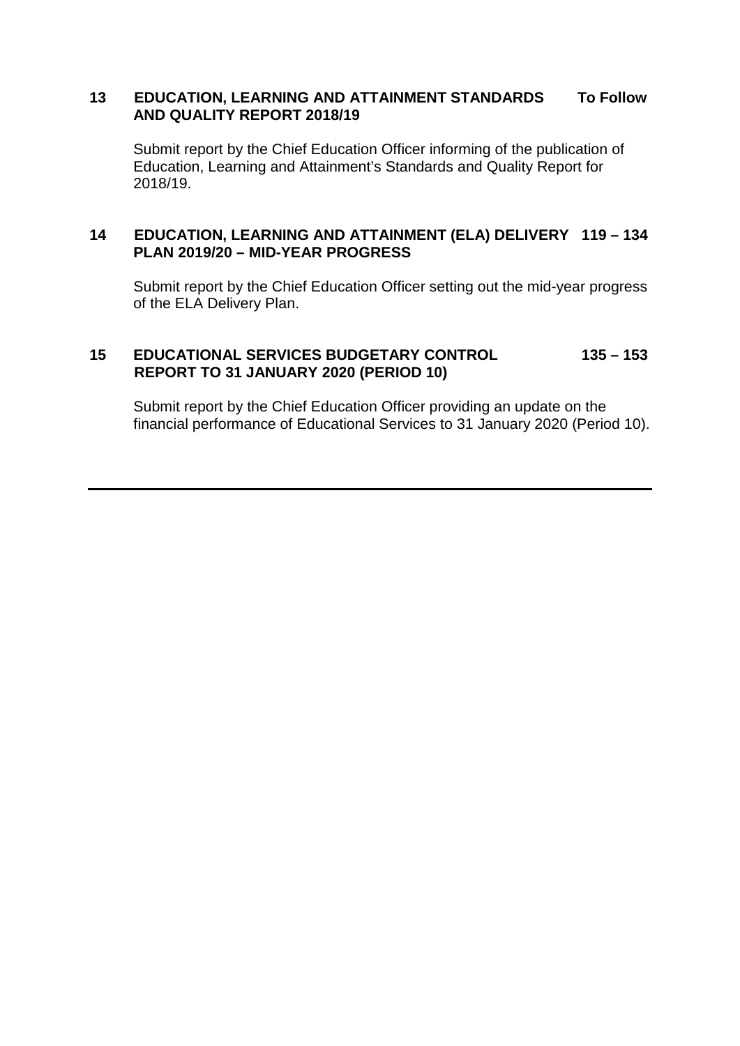**13 EDUCATION, LEARNING AND ATTAINMENT STANDARDS AND QUALITY REPORT 2018/19** **To Follow**

Submit report by the Chief Education Officer informing of the publication of Education, Learning and Attainment's Standards and Quality Report for 2018/19.

**14 EDUCATION, LEARNING AND ATTAINMENT (ELA) DELIVERY PLAN 2019/20 – MID-YEAR PROGRESS** **119 – 134**

Submit report by the Chief Education Officer setting out the mid-year progress of the ELA Delivery Plan.

**15 EDUCATIONAL SERVICES BUDGETARY CONTROL REPORT TO 31 JANUARY 2020 (PERIOD 10)** **135 – 153**

Submit report by the Chief Education Officer providing an update on the financial performance of Educational Services to 31 January 2020 (Period 10).